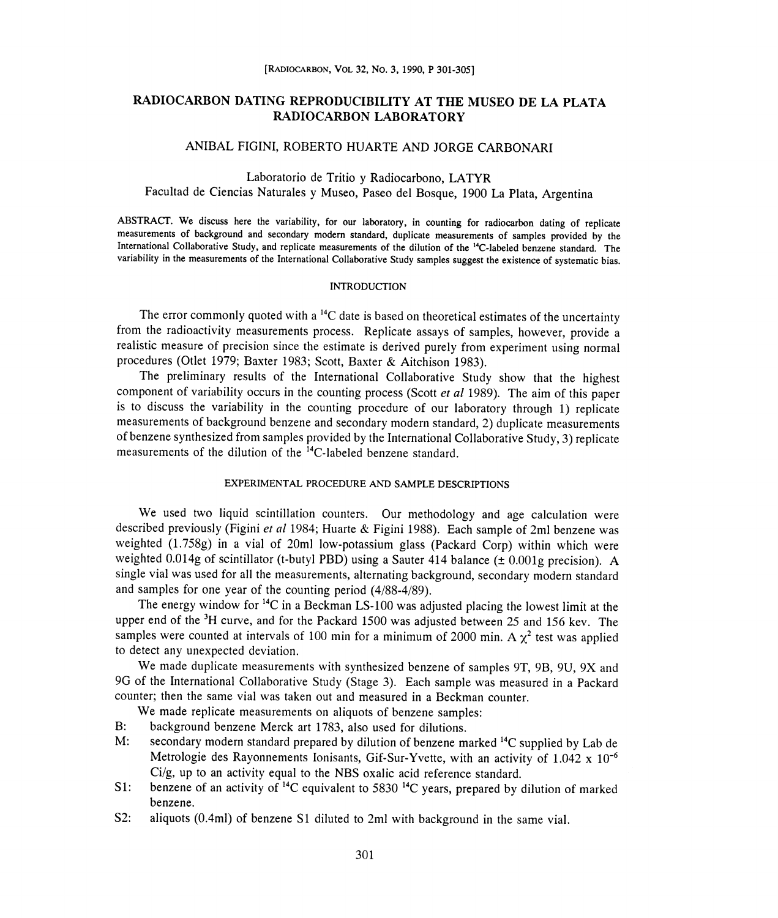# RADIOCARBON DATING REPRODUCIBILITY AT THE MUSEO DE LA PLATA RADIOCARBON LABORATORY

ANIBAL FIGINI, ROBERTO HUARTE AND JORGE CARBONARI

Laboratorio de Tritio y Radiocarbono, LATYR
Facultad de Ciencias Naturales y Museo, Paseo del Bosque, 1900 La Plata, Argentina

ABSTRACT. We discuss here the variability, for our laboratory, in counting for radiocarbon dating of replicate measurements of background and secondary modern standard, duplicate measurements of samples provided by the International Collaborative Study, and replicate measurements of the dilution of the $^{14}C$-labeled benzene standard. The variability in the measurements of the International Collaborative Study samples suggest the existence of systematic bias.

## INTRODUCTION

The error commonly quoted with a $^{14}C$ date is based on theoretical estimates of the uncertainty from the radioactivity measurements process. Replicate assays of samples, however, provide a realistic measure of precision since the estimate is derived purely from experiment using normal procedures (Otlet 1979; Baxter 1983; Scott, Baxter & Aitchison 1983).

The preliminary results of the International Collaborative Study show that the highest component of variability occurs in the counting process (Scott *et al* 1989). The aim of this paper is to discuss the variability in the counting procedure of our laboratory through 1) replicate measurements of background benzene and secondary modern standard, 2) duplicate measurements of benzene synthesized from samples provided by the International Collaborative Study, 3) replicate measurements of the dilution of the $^{14}C$-labeled benzene standard.

## EXPERIMENTAL PROCEDURE AND SAMPLE DESCRIPTIONS

We used two liquid scintillation counters. Our methodology and age calculation were described previously (Figini *et al* 1984; Huarte & Figini 1988). Each sample of 2ml benzene was weighted (1.758g) in a vial of 20ml low-potassium glass (Packard Corp) within which were weighted 0.014g of scintillator (t-butyl PBD) using a Sauter 414 balance (± 0.001g precision). A single vial was used for all the measurements, alternating background, secondary modern standard and samples for one year of the counting period (4/88-4/89).

The energy window for $^{14}C$ in a Beckman LS-100 was adjusted placing the lowest limit at the upper end of the $^{3}H$ curve, and for the Packard 1500 was adjusted between 25 and 156 kev. The samples were counted at intervals of 100 min for a minimum of 2000 min. A $\chi^2$ test was applied to detect any unexpected deviation.

We made duplicate measurements with synthesized benzene of samples 9T, 9B, 9U, 9X and 9G of the International Collaborative Study (Stage 3). Each sample was measured in a Packard counter; then the same vial was taken out and measured in a Beckman counter.

We made replicate measurements on aliquots of benzene samples:

- B: background benzene Merck art 1783, also used for dilutions.
- M: secondary modern standard prepared by dilution of benzene marked $^{14}C$ supplied by Lab de Metrologie des Rayonnements Ionisants, Gif-Sur-Yvette, with an activity of $1.042 \times 10^{-6}$ Ci/g, up to an activity equal to the NBS oxalic acid reference standard.
- S1: benzene of an activity of $^{14}C$ equivalent to 5830 $^{14}C$ years, prepared by dilution of marked benzene.
- S2: aliquots (0.4ml) of benzene S1 diluted to 2ml with background in the same vial.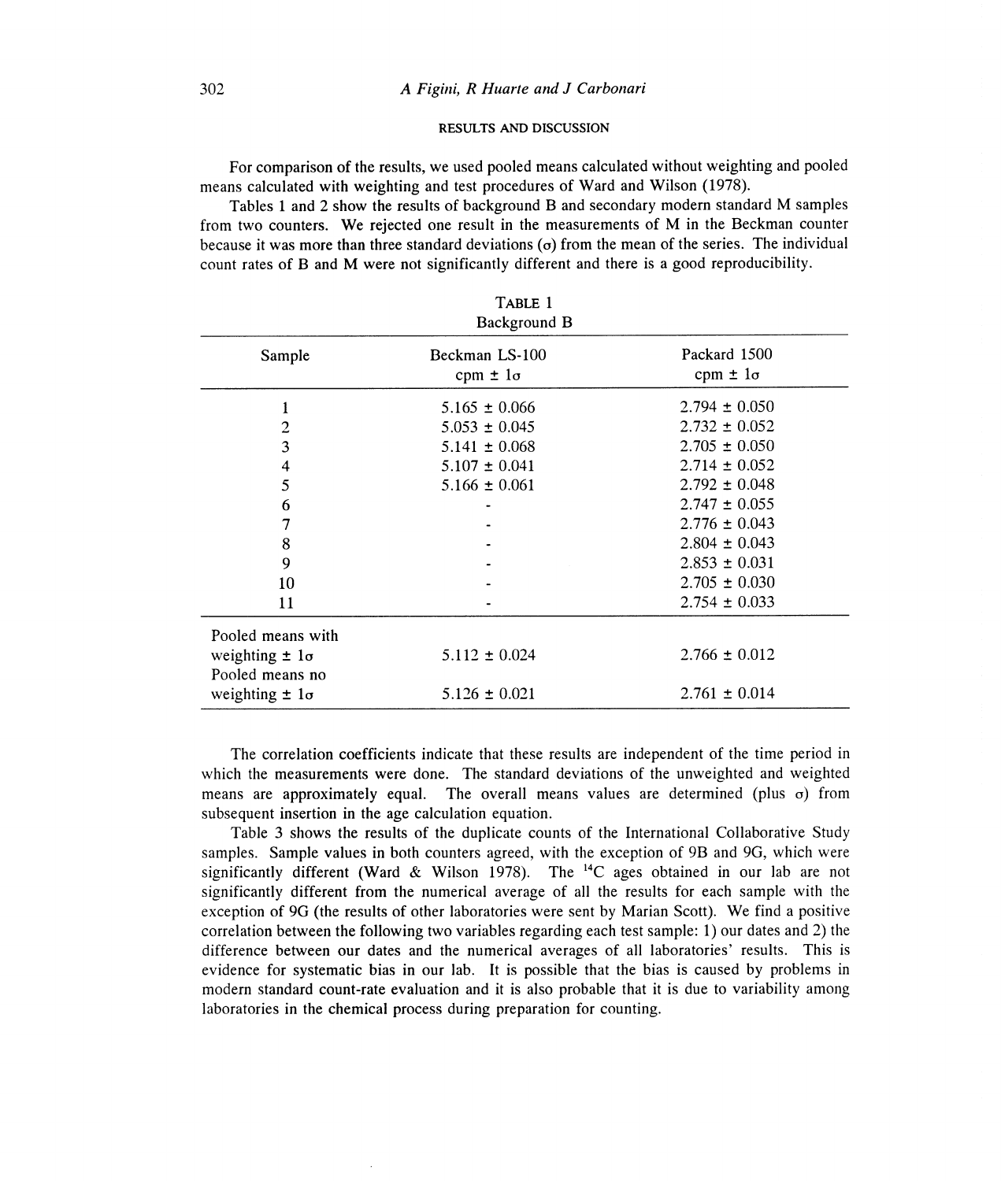## RESULTS AND DISCUSSION

For comparison of the results, we used pooled means calculated without weighting and pooled means calculated with weighting and test procedures of Ward and Wilson (1978).

Tables 1 and 2 show the results of background B and secondary modern standard M samples from two counters. We rejected one result in the measurements of M in the Beckman counter because it was more than three standard deviations ($\sigma$) from the mean of the series. The individual count rates of B and M were not significantly different and there is a good reproducibility.

TABLE 1
Background B

| Sample | Beckman LS-100 cpm $\pm$ 1$\sigma$ | Packard 1500 cpm $\pm$ 1$\sigma$ |
|---|---|---|
| 1 | 5.165 $\pm$ 0.066 | 2.794 $\pm$ 0.050 |
| 2 | 5.053 $\pm$ 0.045 | 2.732 $\pm$ 0.052 |
| 3 | 5.141 $\pm$ 0.068 | 2.705 $\pm$ 0.050 |
| 4 | 5.107 $\pm$ 0.041 | 2.714 $\pm$ 0.052 |
| 5 | 5.166 $\pm$ 0.061 | 2.792 $\pm$ 0.048 |
| 6 | - | 2.747 $\pm$ 0.055 |
| 7 | - | 2.776 $\pm$ 0.043 |
| 8 | - | 2.804 $\pm$ 0.043 |
| 9 | - | 2.853 $\pm$ 0.031 |
| 10 | - | 2.705 $\pm$ 0.030 |
| 11 | - | 2.754 $\pm$ 0.033 |
| Pooled means with weighting $\pm$ 1$\sigma$ | 5.112 $\pm$ 0.024 | 2.766 $\pm$ 0.012 |
| Pooled means no weighting $\pm$ 1$\sigma$ | 5.126 $\pm$ 0.021 | 2.761 $\pm$ 0.014 |

The correlation coefficients indicate that these results are independent of the time period in which the measurements were done. The standard deviations of the unweighted and weighted means are approximately equal. The overall means values are determined (plus $\sigma$) from subsequent insertion in the age calculation equation.

Table 3 shows the results of the duplicate counts of the International Collaborative Study samples. Sample values in both counters agreed, with the exception of 9B and 9G, which were significantly different (Ward & Wilson 1978). The $^{14}C$ ages obtained in our lab are not significantly different from the numerical average of all the results for each sample with the exception of 9G (the results of other laboratories were sent by Marian Scott). We find a positive correlation between the following two variables regarding each test sample: 1) our dates and 2) the difference between our dates and the numerical averages of all laboratories' results. This is evidence for systematic bias in our lab. It is possible that the bias is caused by problems in modern standard count-rate evaluation and it is also probable that it is due to variability among laboratories in the chemical process during preparation for counting.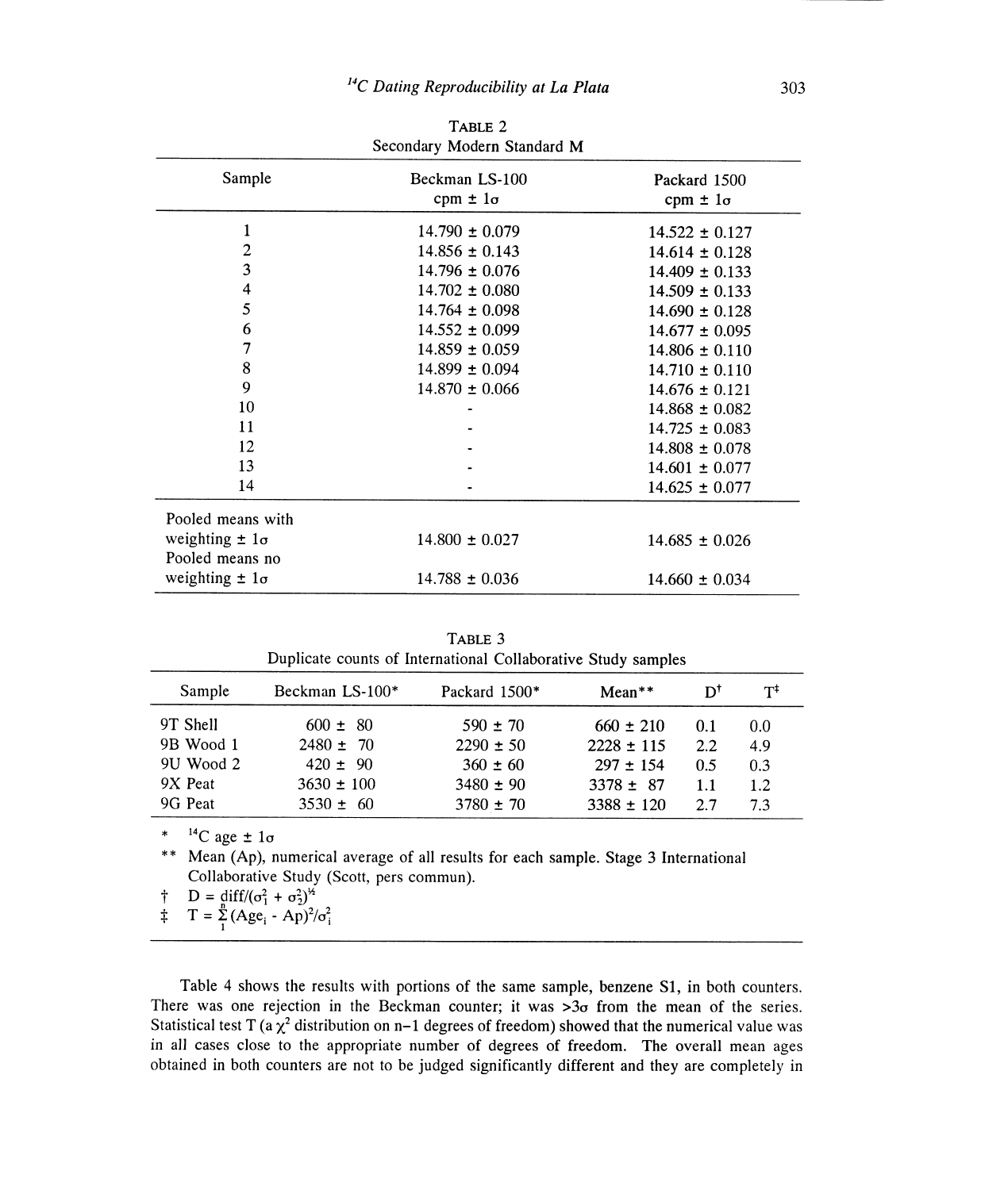TABLE 2
Secondary Modern Standard M

| Sample | Beckman LS-100 cpm ± 1σ | Packard 1500 cpm ± 1σ |
|---|---|---|
| 1 | 14.790 ± 0.079 | 14.522 ± 0.127 |
| 2 | 14.856 ± 0.143 | 14.614 ± 0.128 |
| 3 | 14.796 ± 0.076 | 14.409 ± 0.133 |
| 4 | 14.702 ± 0.080 | 14.509 ± 0.133 |
| 5 | 14.764 ± 0.098 | 14.690 ± 0.128 |
| 6 | 14.552 ± 0.099 | 14.677 ± 0.095 |
| 7 | 14.859 ± 0.059 | 14.806 ± 0.110 |
| 8 | 14.899 ± 0.094 | 14.710 ± 0.110 |
| 9 | 14.870 ± 0.066 | 14.676 ± 0.121 |
| 10 | - | 14.868 ± 0.082 |
| 11 | - | 14.725 ± 0.083 |
| 12 | - | 14.808 ± 0.078 |
| 13 | - | 14.601 ± 0.077 |
| 14 | - | 14.625 ± 0.077 |
| Pooled means with weighting ± 1σ | 14.800 ± 0.027 | 14.685 ± 0.026 |
| Pooled means no weighting ± 1σ | 14.788 ± 0.036 | 14.660 ± 0.034 |

TABLE 3
Duplicate counts of International Collaborative Study samples

| Sample | Beckman LS-100* | Packard 1500* | Mean** | D† | T‡ |
|---|---|---|---|---|---|
| 9T Shell | 600 ± 80 | 590 ± 70 | 660 ± 210 | 0.1 | 0.0 |
| 9B Wood 1 | 2480 ± 70 | 2290 ± 50 | 2228 ± 115 | 2.2 | 4.9 |
| 9U Wood 2 | 420 ± 90 | 360 ± 60 | 297 ± 154 | 0.5 | 0.3 |
| 9X Peat | 3630 ± 100 | 3480 ± 90 | 3378 ± 87 | 1.1 | 1.2 |
| 9G Peat | 3530 ± 60 | 3780 ± 70 | 3388 ± 120 | 2.7 | 7.3 |

\* $^{14}C$ age ± 1σ

\*\* Mean (Ap), numerical average of all results for each sample. Stage 3 International Collaborative Study (Scott, pers commun).

† $D = \text{diff}/(\sigma_1^2 + \sigma_2^2)^{1/2}$

‡ $T = \sum_1^n (\text{Age}_i - \text{Ap})^2/\sigma_i^2$

Table 4 shows the results with portions of the same sample, benzene S1, in both counters. There was one rejection in the Beckman counter; it was >3σ from the mean of the series. Statistical test T (a $\chi^2$ distribution on n−1 degrees of freedom) showed that the numerical value was in all cases close to the appropriate number of degrees of freedom. The overall mean ages obtained in both counters are not to be judged significantly different and they are completely in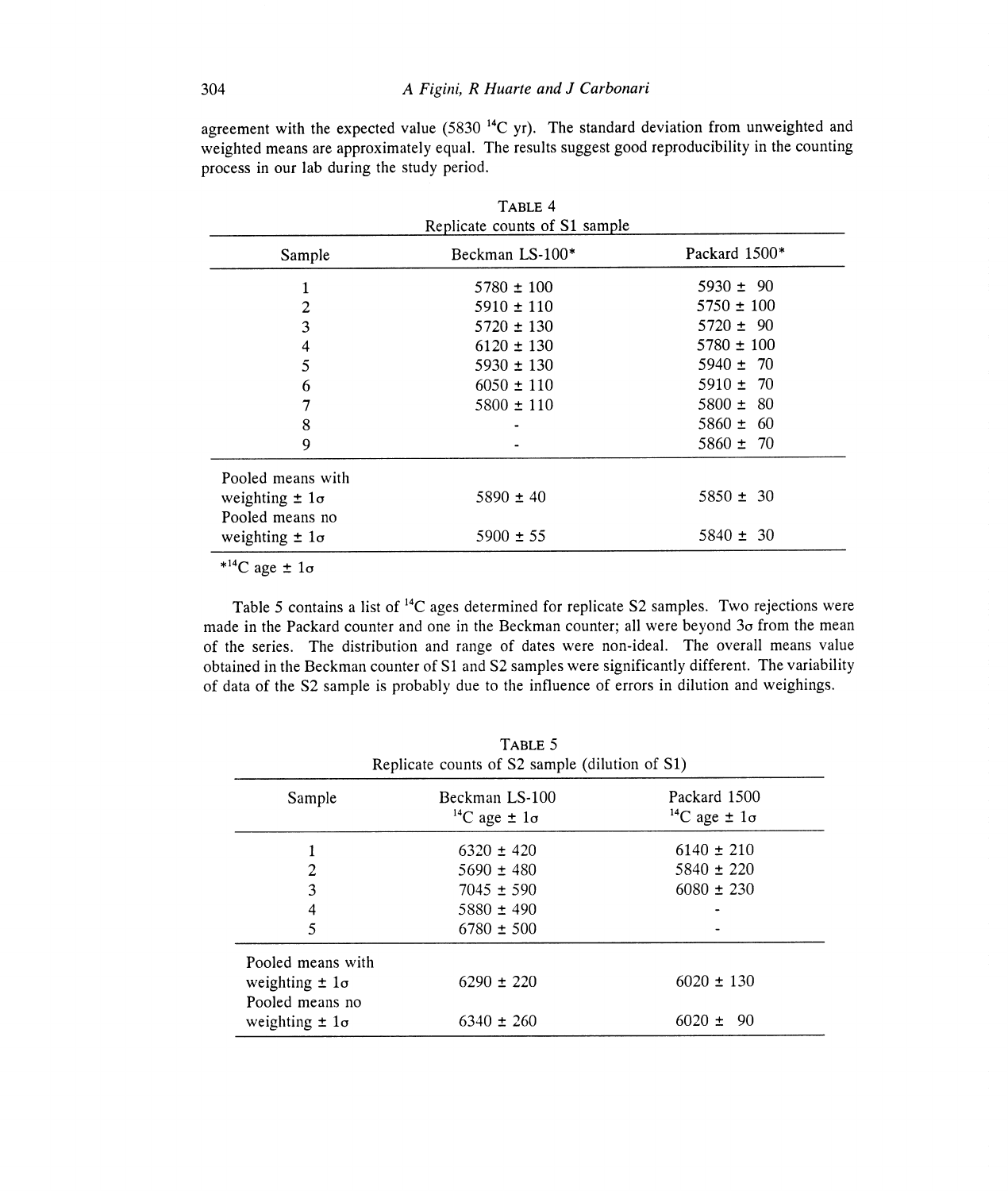agreement with the expected value (5830 $^{14}C$ yr). The standard deviation from unweighted and weighted means are approximately equal. The results suggest good reproducibility in the counting process in our lab during the study period.

TABLE 4
Replicate counts of S1 sample

| Sample | Beckman LS-100* | Packard 1500* |
|---|---|---|
| 1 | 5780 ± 100 | 5930 ± 90 |
| 2 | 5910 ± 110 | 5750 ± 100 |
| 3 | 5720 ± 130 | 5720 ± 90 |
| 4 | 6120 ± 130 | 5780 ± 100 |
| 5 | 5930 ± 130 | 5940 ± 70 |
| 6 | 6050 ± 110 | 5910 ± 70 |
| 7 | 5800 ± 110 | 5800 ± 80 |
| 8 | - | 5860 ± 60 |
| 9 | - | 5860 ± 70 |
| Pooled means with weighting ± 1σ | 5890 ± 40 | 5850 ± 30 |
| Pooled means no weighting ± 1σ | 5900 ± 55 | 5840 ± 30 |

*$^{14}C$ age ± 1σ

Table 5 contains a list of $^{14}C$ ages determined for replicate S2 samples. Two rejections were made in the Packard counter and one in the Beckman counter; all were beyond 3σ from the mean of the series. The distribution and range of dates were non-ideal. The overall means value obtained in the Beckman counter of S1 and S2 samples were significantly different. The variability of data of the S2 sample is probably due to the influence of errors in dilution and weighings.

TABLE 5
Replicate counts of S2 sample (dilution of S1)

| Sample | Beckman LS-100 $^{14}C$ age ± 1σ | Packard 1500 $^{14}C$ age ± 1σ |
|---|---|---|
| 1 | 6320 ± 420 | 6140 ± 210 |
| 2 | 5690 ± 480 | 5840 ± 220 |
| 3 | 7045 ± 590 | 6080 ± 230 |
| 4 | 5880 ± 490 | - |
| 5 | 6780 ± 500 | - |
| Pooled means with weighting ± 1σ | 6290 ± 220 | 6020 ± 130 |
| Pooled means no weighting ± 1σ | 6340 ± 260 | 6020 ± 90 |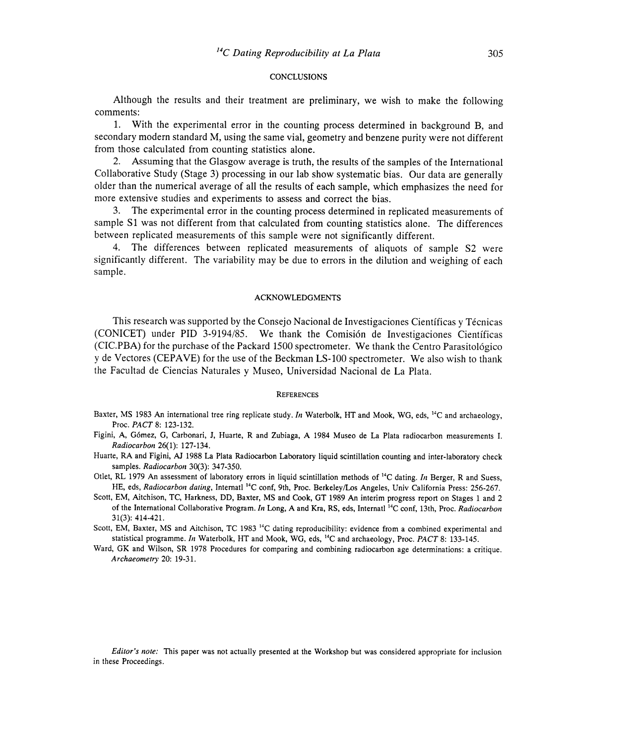## CONCLUSIONS

Although the results and their treatment are preliminary, we wish to make the following comments:

1. With the experimental error in the counting process determined in background B, and secondary modern standard M, using the same vial, geometry and benzene purity were not different from those calculated from counting statistics alone.
2. Assuming that the Glasgow average is truth, the results of the samples of the International Collaborative Study (Stage 3) processing in our lab show systematic bias. Our data are generally older than the numerical average of all the results of each sample, which emphasizes the need for more extensive studies and experiments to assess and correct the bias.
3. The experimental error in the counting process determined in replicated measurements of sample S1 was not different from that calculated from counting statistics alone. The differences between replicated measurements of this sample were not significantly different.
4. The differences between replicated measurements of aliquots of sample S2 were significantly different. The variability may be due to errors in the dilution and weighing of each sample.

## ACKNOWLEDGMENTS

This research was supported by the Consejo Nacional de Investigaciones Científicas y Técnicas (CONICET) under PID 3-9194/85. We thank the Comisión de Investigaciones Científicas (CIC.PBA) for the purchase of the Packard 1500 spectrometer. We thank the Centro Parasitológico y de Vectores (CEPAVE) for the use of the Beckman LS-100 spectrometer. We also wish to thank the Facultad de Ciencias Naturales y Museo, Universidad Nacional de La Plata.

## REFERENCES

Baxter, MS 1983 An international tree ring replicate study. *In* Waterbolk, HT and Mook, WG, eds, $^{14}C$ and archaeology, Proc. *PACT* 8: 123-132.

Figini, A, Gómez, G, Carbonari, J, Huarte, R and Zubiaga, A 1984 Museo de La Plata radiocarbon measurements I. *Radiocarbon* 26(1): 127-134.

Huarte, RA and Figini, AJ 1988 La Plata Radiocarbon Laboratory liquid scintillation counting and inter-laboratory check samples. *Radiocarbon* 30(3): 347-350.

Otlet, RL 1979 An assessment of laboratory errors in liquid scintillation methods of $^{14}C$ dating. *In* Berger, R and Suess, HE, eds, *Radiocarbon dating*, Internatl $^{14}C$ conf, 9th, Proc. Berkeley/Los Angeles, Univ California Press: 256-267.

Scott, EM, Aitchison, TC, Harkness, DD, Baxter, MS and Cook, GT 1989 An interim progress report on Stages 1 and 2 of the International Collaborative Program. *In* Long, A and Kra, RS, eds, Internatl $^{14}C$ conf, 13th, Proc. *Radiocarbon* 31(3): 414-421.

Scott, EM, Baxter, MS and Aitchison, TC 1983 $^{14}C$ dating reproducibility: evidence from a combined experimental and statistical programme. *In* Waterbolk, HT and Mook, WG, eds, $^{14}C$ and archaeology, Proc. *PACT* 8: 133-145.

Ward, GK and Wilson, SR 1978 Procedures for comparing and combining radiocarbon age determinations: a critique. *Archaeometry* 20: 19-31.

*Editor's note:* This paper was not actually presented at the Workshop but was considered appropriate for inclusion in these Proceedings.